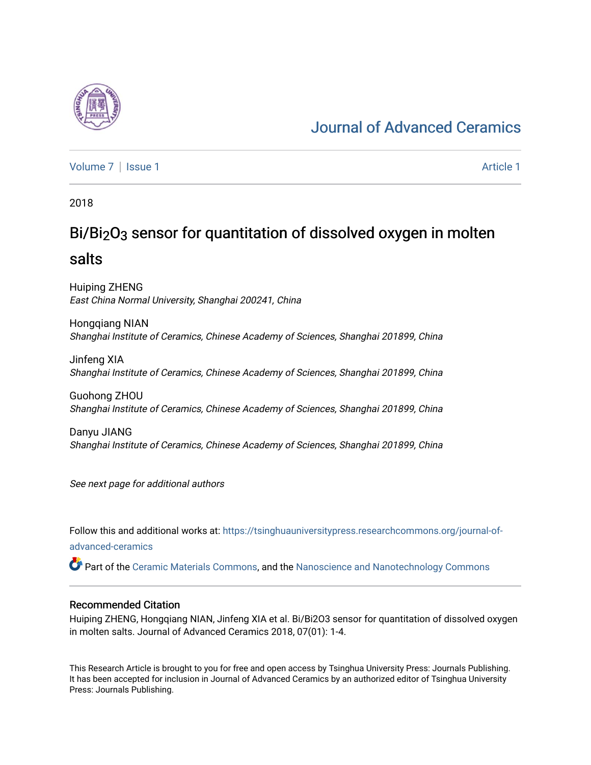# Journal of Advanced Ceramics

Volume 7 | Issue 1 Article 1

2018

## $Bi/Bi_2O_3$ sensor for quantitation of dissolved oxygen in molten salts

Huiping ZHENG
*East China Normal University, Shanghai 200241, China*

Hongqiang NIAN
*Shanghai Institute of Ceramics, Chinese Academy of Sciences, Shanghai 201899, China*

Jinfeng XIA
*Shanghai Institute of Ceramics, Chinese Academy of Sciences, Shanghai 201899, China*

Guohong ZHOU
*Shanghai Institute of Ceramics, Chinese Academy of Sciences, Shanghai 201899, China*

Danyu JIANG
*Shanghai Institute of Ceramics, Chinese Academy of Sciences, Shanghai 201899, China*

*See next page for additional authors*

Follow this and additional works at: https://tsinghuauniversitypress.researchcommons.org/journal-of-advanced-ceramics

Part of the Ceramic Materials Commons, and the Nanoscience and Nanotechnology Commons

### Recommended Citation

Huiping ZHENG, Hongqiang NIAN, Jinfeng XIA et al. Bi/Bi2O3 sensor for quantitation of dissolved oxygen in molten salts. Journal of Advanced Ceramics 2018, 07(01): 1-4.

This Research Article is brought to you for free and open access by Tsinghua University Press: Journals Publishing. It has been accepted for inclusion in Journal of Advanced Ceramics by an authorized editor of Tsinghua University Press: Journals Publishing.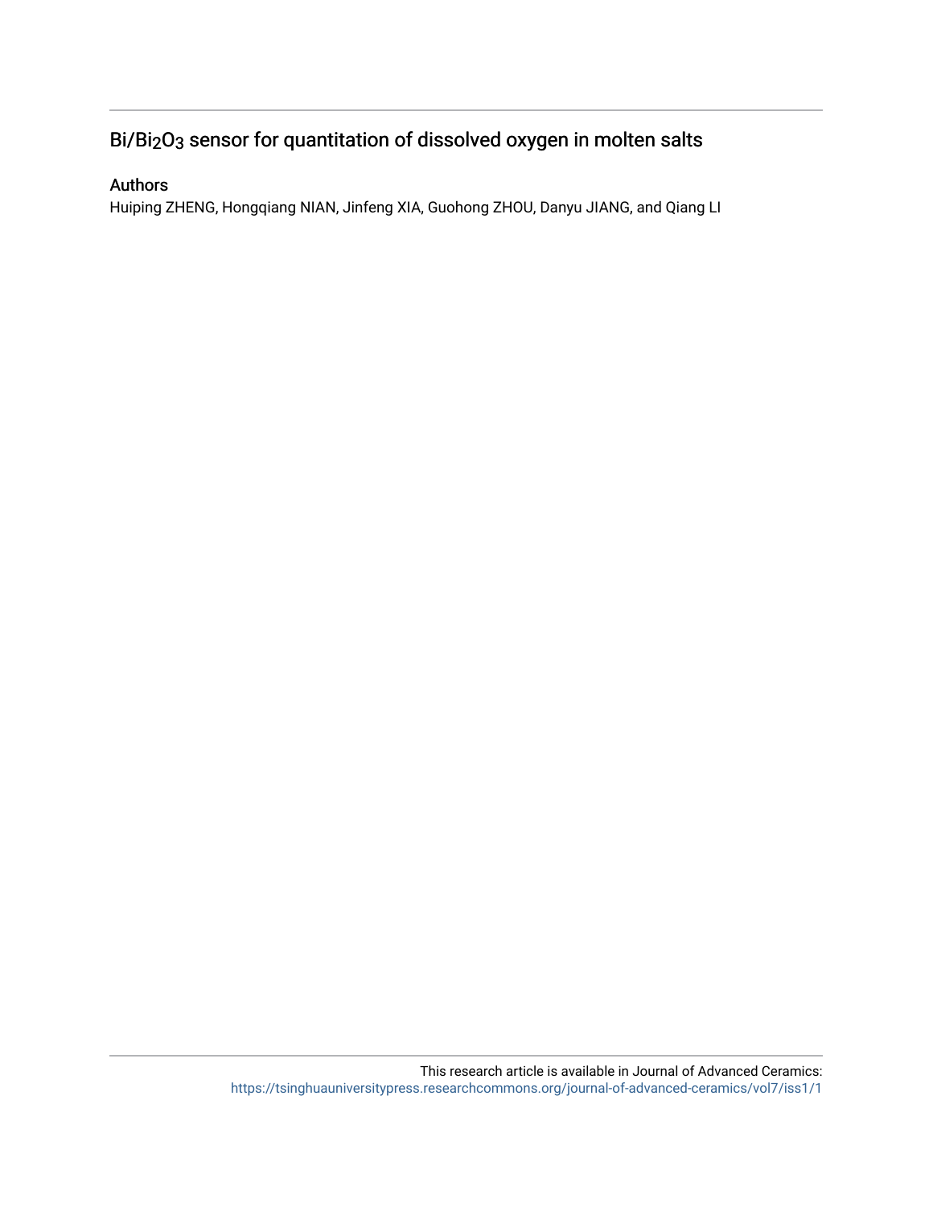# $Bi/Bi_2O_3$ sensor for quantitation of dissolved oxygen in molten salts

## Authors

Huiping ZHENG, Hongqiang NIAN, Jinfeng XIA, Guohong ZHOU, Danyu JIANG, and Qiang LI

This research article is available in Journal of Advanced Ceramics: https://tsinghuauniversitypress.researchcommons.org/journal-of-advanced-ceramics/vol7/iss1/1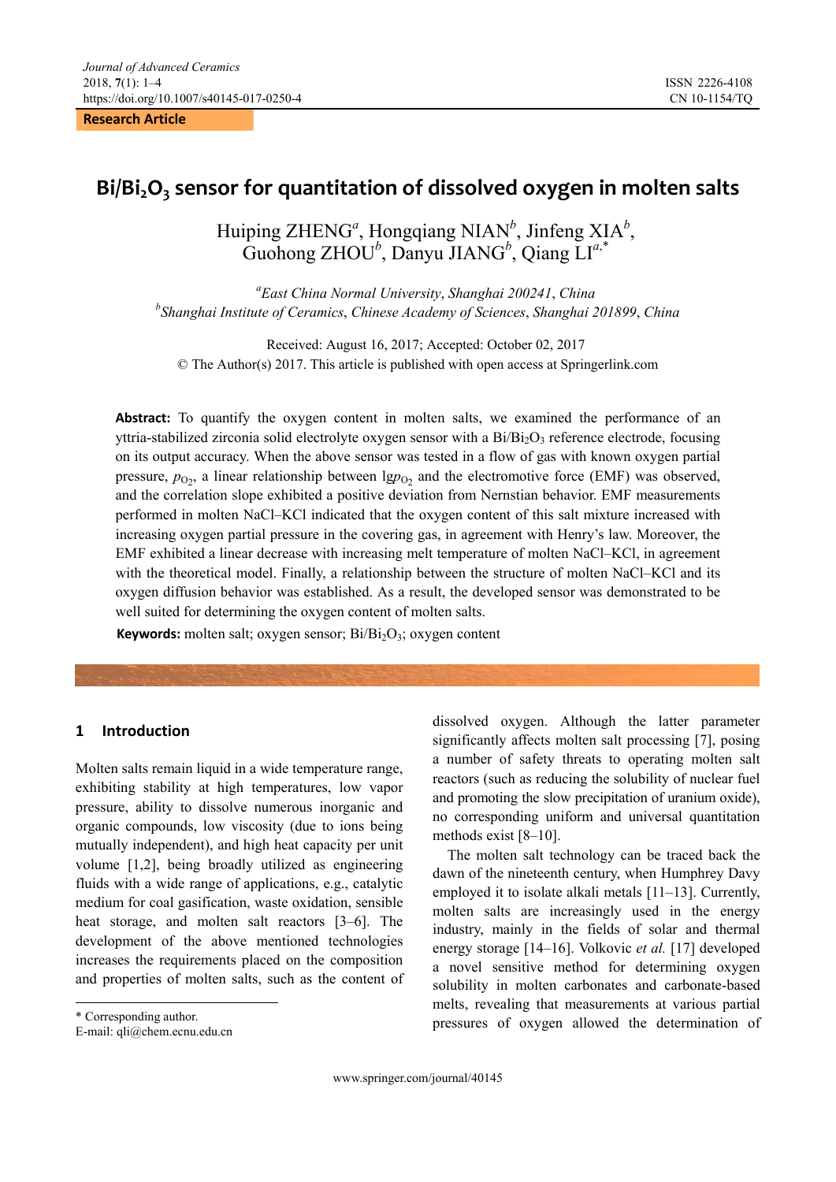Research Article

# $Bi/Bi_2O_3$ sensor for quantitation of dissolved oxygen in molten salts

Huiping ZHENG[a], Hongqiang NIAN[b], Jinfeng XIA[b], Guohong ZHOU[b], Danyu JIANG[b], Qiang LI[a,*]

[a]East China Normal University, Shanghai 200241, China
[b]Shanghai Institute of Ceramics, Chinese Academy of Sciences, Shanghai 201899, China

Received: August 16, 2017; Accepted: October 02, 2017
© The Author(s) 2017. This article is published with open access at Springerlink.com

**Abstract:** To quantify the oxygen content in molten salts, we examined the performance of an yttria-stabilized zirconia solid electrolyte oxygen sensor with a $Bi/Bi_2O_3$ reference electrode, focusing on its output accuracy. When the above sensor was tested in a flow of gas with known oxygen partial pressure, $p_{O_2}$, a linear relationship between $\lg p_{O_2}$ and the electromotive force (EMF) was observed, and the correlation slope exhibited a positive deviation from Nernstian behavior. EMF measurements performed in molten NaCl–KCl indicated that the oxygen content of this salt mixture increased with increasing oxygen partial pressure in the covering gas, in agreement with Henry's law. Moreover, the EMF exhibited a linear decrease with increasing melt temperature of molten NaCl–KCl, in agreement with the theoretical model. Finally, a relationship between the structure of molten NaCl–KCl and its oxygen diffusion behavior was established. As a result, the developed sensor was demonstrated to be well suited for determining the oxygen content of molten salts.

**Keywords:** molten salt; oxygen sensor; $Bi/Bi_2O_3$; oxygen content

## 1 Introduction

Molten salts remain liquid in a wide temperature range, exhibiting stability at high temperatures, low vapor pressure, ability to dissolve numerous inorganic and organic compounds, low viscosity (due to ions being mutually independent), and high heat capacity per unit volume [1,2], being broadly utilized as engineering fluids with a wide range of applications, e.g., catalytic medium for coal gasification, waste oxidation, sensible heat storage, and molten salt reactors [3–6]. The development of the above mentioned technologies increases the requirements placed on the composition and properties of molten salts, such as the content of dissolved oxygen. Although the latter parameter significantly affects molten salt processing [7], posing a number of safety threats to operating molten salt reactors (such as reducing the solubility of nuclear fuel and promoting the slow precipitation of uranium oxide), no corresponding uniform and universal quantitation methods exist [8–10].

The molten salt technology can be traced back the dawn of the nineteenth century, when Humphrey Davy employed it to isolate alkali metals [11–13]. Currently, molten salts are increasingly used in the energy industry, mainly in the fields of solar and thermal energy storage [14–16]. Volkovic *et al.* [17] developed a novel sensitive method for determining oxygen solubility in molten carbonates and carbonate-based melts, revealing that measurements at various partial pressures of oxygen allowed the determination of

* Corresponding author.
E-mail: qli@chem.ecnu.edu.cn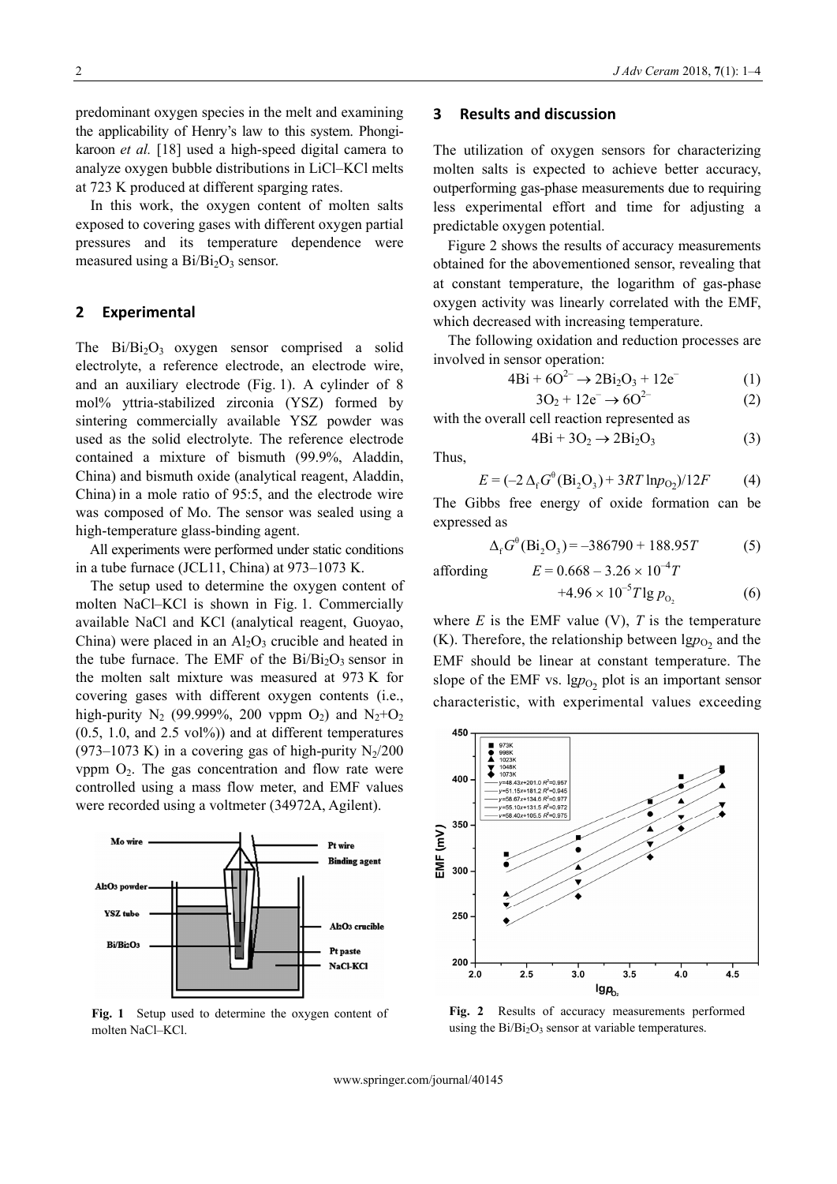predominant oxygen species in the melt and examining the applicability of Henry's law to this system. Phongikaroon *et al.* [18] used a high-speed digital camera to analyze oxygen bubble distributions in LiCl–KCl melts at 723 K produced at different sparging rates.

In this work, the oxygen content of molten salts exposed to covering gases with different oxygen partial pressures and its temperature dependence were measured using a $Bi/Bi_2O_3$ sensor.

## 2 Experimental

The $Bi/Bi_2O_3$ oxygen sensor comprised a solid electrolyte, a reference electrode, an electrode wire, and an auxiliary electrode (Fig. 1). A cylinder of 8 mol% yttria-stabilized zirconia (YSZ) formed by sintering commercially available YSZ powder was used as the solid electrolyte. The reference electrode contained a mixture of bismuth (99.9%, Aladdin, China) and bismuth oxide (analytical reagent, Aladdin, China) in a mole ratio of 95:5, and the electrode wire was composed of Mo. The sensor was sealed using a high-temperature glass-binding agent.

All experiments were performed under static conditions in a tube furnace (JCL11, China) at 973–1073 K.

The setup used to determine the oxygen content of molten NaCl–KCl is shown in Fig. 1. Commercially available NaCl and KCl (analytical reagent, Guoyao, China) were placed in an $Al_2O_3$ crucible and heated in the tube furnace. The EMF of the $Bi/Bi_2O_3$ sensor in the molten salt mixture was measured at 973 K for covering gases with different oxygen contents (i.e., high-purity $N_2$ (99.999%, 200 vppm $O_2$) and $N_2$+$O_2$ (0.5, 1.0, and 2.5 vol%)) and at different temperatures (973–1073 K) in a covering gas of high-purity $N_2$/200 vppm $O_2$. The gas concentration and flow rate were controlled using a mass flow meter, and EMF values were recorded using a voltmeter (34972A, Agilent).

**Fig. 1** Setup used to determine the oxygen content of molten NaCl–KCl.

## 3 Results and discussion

The utilization of oxygen sensors for characterizing molten salts is expected to achieve better accuracy, outperforming gas-phase measurements due to requiring less experimental effort and time for adjusting a predictable oxygen potential.

Figure 2 shows the results of accuracy measurements obtained for the abovementioned sensor, revealing that at constant temperature, the logarithm of gas-phase oxygen activity was linearly correlated with the EMF, which decreased with increasing temperature.

The following oxidation and reduction processes are involved in sensor operation:

$$4Bi + 6O^{2-} \rightarrow 2Bi_2O_3 + 12e^- \quad (1)$$

$$3O_2 + 12e^- \rightarrow 6O^{2-} \quad (2)$$

with the overall cell reaction represented as

$$4Bi + 3O_2 \rightarrow 2Bi_2O_3 \quad (3)$$

Thus,

$$E = (-2\,\Delta_f G^0(Bi_2O_3) + 3RT\ln p_{O_2})/12F \quad (4)$$

The Gibbs free energy of oxide formation can be expressed as

$$\Delta_f G^0(Bi_2O_3) = -386790 + 188.95T \quad (5)$$

affording

$$E = 0.668 - 3.26 \times 10^{-4}T + 4.96 \times 10^{-5}T\lg p_{O_2} \quad (6)$$

where $E$ is the EMF value (V), $T$ is the temperature (K). Therefore, the relationship between $\lg p_{O_2}$ and the EMF should be linear at constant temperature. The slope of the EMF vs. $\lg p_{O_2}$ plot is an important sensor characteristic, with experimental values exceeding

**Fig. 2** Results of accuracy measurements performed using the $Bi/Bi_2O_3$ sensor at variable temperatures.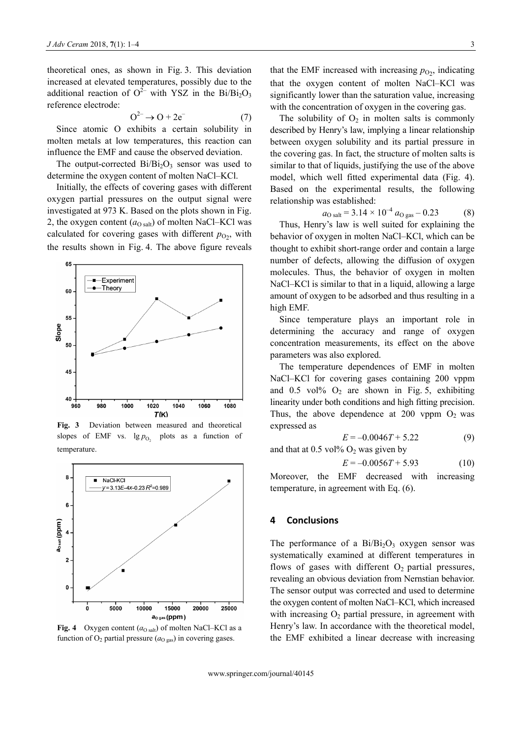theoretical ones, as shown in Fig. 3. This deviation increased at elevated temperatures, possibly due to the additional reaction of $O^{2-}$ with YSZ in the $Bi/Bi_2O_3$ reference electrode:

$$O^{2-} \rightarrow O + 2e^{-} \quad (7)$$

Since atomic O exhibits a certain solubility in molten metals at low temperatures, this reaction can influence the EMF and cause the observed deviation.

The output-corrected $Bi/Bi_2O_3$ sensor was used to determine the oxygen content of molten NaCl–KCl.

Initially, the effects of covering gases with different oxygen partial pressures on the output signal were investigated at 973 K. Based on the plots shown in Fig. 2, the oxygen content ($a_{O\ salt}$) of molten NaCl–KCl was calculated for covering gases with different $p_{O_2}$, with the results shown in Fig. 4. The above figure reveals that the EMF increased with increasing $p_{O_2}$, indicating that the oxygen content of molten NaCl–KCl was significantly lower than the saturation value, increasing with the concentration of oxygen in the covering gas.

**Fig. 3** Deviation between measured and theoretical slopes of EMF vs. $\lg p_{O_2}$ plots as a function of temperature.

**Fig. 4** Oxygen content ($a_{O\ salt}$) of molten NaCl–KCl as a function of $O_2$ partial pressure ($a_{O\ gas}$) in covering gases.

The solubility of $O_2$ in molten salts is commonly described by Henry's law, implying a linear relationship between oxygen solubility and its partial pressure in the covering gas. In fact, the structure of molten salts is similar to that of liquids, justifying the use of the above model, which well fitted experimental data (Fig. 4). Based on the experimental results, the following relationship was established:

$$a_{O\ salt} = 3.14 \times 10^{-4}\, a_{O\ gas} - 0.23 \quad (8)$$

Thus, Henry's law is well suited for explaining the behavior of oxygen in molten NaCl–KCl, which can be thought to exhibit short-range order and contain a large number of defects, allowing the diffusion of oxygen molecules. Thus, the behavior of oxygen in molten NaCl–KCl is similar to that in a liquid, allowing a large amount of oxygen to be adsorbed and thus resulting in a high EMF.

Since temperature plays an important role in determining the accuracy and range of oxygen concentration measurements, its effect on the above parameters was also explored.

The temperature dependences of EMF in molten NaCl–KCl for covering gases containing 200 vppm and 0.5 vol% $O_2$ are shown in Fig. 5, exhibiting linearity under both conditions and high fitting precision. Thus, the above dependence at 200 vppm $O_2$ was expressed as

$$E = -0.0046T + 5.22 \quad (9)$$

and that at 0.5 vol% $O_2$ was given by

$$E = -0.0056T + 5.93 \quad (10)$$

Moreover, the EMF decreased with increasing temperature, in agreement with Eq. (6).

## 4 Conclusions

The performance of a $Bi/Bi_2O_3$ oxygen sensor was systematically examined at different temperatures in flows of gases with different $O_2$ partial pressures, revealing an obvious deviation from Nernstian behavior. The sensor output was corrected and used to determine the oxygen content of molten NaCl–KCl, which increased with increasing $O_2$ partial pressure, in agreement with Henry's law. In accordance with the theoretical model, the EMF exhibited a linear decrease with increasing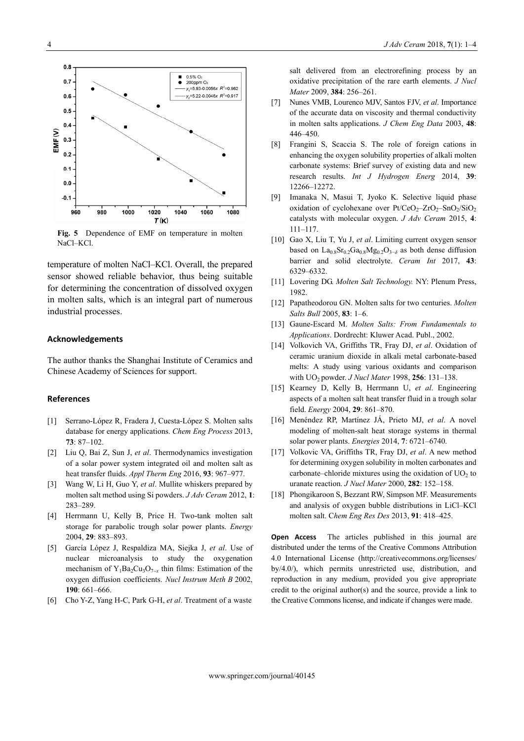0.8
0.7
0.6
0.5
0.4
0.3
0.2
0.1
0.0
-0.1
EMF (V)
960 980 1000 1020 1040 1060 1080
$T$ (K)
0.5% $O_2$
200ppm $O_2$
$y_a$=5.93-0.0056$x$ $R^2$=0.962
$y_b$=5.22-0.0046$x$ $R^2$=0.917

**Fig. 5** Dependence of EMF on temperature in molten NaCl–KCl.

temperature of molten NaCl–KCl. Overall, the prepared sensor showed reliable behavior, thus being suitable for determining the concentration of dissolved oxygen in molten salts, which is an integral part of numerous industrial processes.

## Acknowledgements

The author thanks the Shanghai Institute of Ceramics and Chinese Academy of Sciences for support.

## References

[1] Serrano-López R, Fradera J, Cuesta-López S. Molten salts database for energy applications. *Chem Eng Process* 2013, **73**: 87–102.

[2] Liu Q, Bai Z, Sun J, *et al*. Thermodynamics investigation of a solar power system integrated oil and molten salt as heat transfer fluids. *Appl Therm Eng* 2016, **93**: 967–977.

[3] Wang W, Li H, Guo Y, *et al*. Mullite whiskers prepared by molten salt method using Si powders. *J Adv Ceram* 2012, **1**: 283–289.

[4] Herrmann U, Kelly B, Price H. Two-tank molten salt storage for parabolic trough solar power plants. *Energy* 2004, **29**: 883–893.

[5] García López J, Respaldiza MA, Siejka J, *et al*. Use of nuclear microanalysis to study the oxygenation mechanism of $Y_1Ba_2Cu_3O_{7-x}$ thin films: Estimation of the oxygen diffusion coefficients. *Nucl Instrum Meth B* 2002, **190**: 661–666.

[6] Cho Y-Z, Yang H-C, Park G-H, *et al*. Treatment of a waste salt delivered from an electrorefining process by an oxidative precipitation of the rare earth elements. *J Nucl Mater* 2009, **384**: 256–261.

[7] Nunes VMB, Lourenco MJV, Santos FJV, *et al*. Importance of the accurate data on viscosity and thermal conductivity in molten salts applications. *J Chem Eng Data* 2003, **48**: 446–450.

[8] Frangini S, Scaccia S. The role of foreign cations in enhancing the oxygen solubility properties of alkali molten carbonate systems: Brief survey of existing data and new research results. *Int J Hydrogen Energ* 2014, **39**: 12266–12272.

[9] Imanaka N, Masui T, Jyoko K. Selective liquid phase oxidation of cyclohexane over $Pt/CeO_2$–$ZrO_2$–$SnO_2/SiO_2$ catalysts with molecular oxygen. *J Adv Ceram* 2015, **4**: 111–117.

[10] Gao X, Liu T, Yu J, *et al*. Limiting current oxygen sensor based on $La_{0.8}Sr_{0.2}Ga_{0.8}Mg_{0.2}O_{3-\delta}$ as both dense diffusion barrier and solid electrolyte. *Ceram Int* 2017, **43**: 6329–6332.

[11] Lovering DG. *Molten Salt Technology.* NY: Plenum Press, 1982.

[12] Papatheodorou GN. Molten salts for two centuries. *Molten Salts Bull* 2005, **83**: 1–6.

[13] Gaune-Escard M. *Molten Salts: From Fundamentals to Applications*. Dordrecht: Kluwer Acad. Publ., 2002.

[14] Volkovich VA, Griffiths TR, Fray DJ, *et al*. Oxidation of ceramic uranium dioxide in alkali metal carbonate-based melts: A study using various oxidants and comparison with $UO_2$ powder. *J Nucl Mater* 1998, **256**: 131–138.

[15] Kearney D, Kelly B, Herrmann U, *et al*. Engineering aspects of a molten salt heat transfer fluid in a trough solar field. *Energy* 2004, **29**: 861–870.

[16] Menéndez RP, Martínez JÁ, Prieto MJ, *et al*. A novel modeling of molten-salt heat storage systems in thermal solar power plants. *Energies* 2014, **7**: 6721–6740.

[17] Volkovic VA, Griffiths TR, Fray DJ, *et al*. A new method for determining oxygen solubility in molten carbonates and carbonate–chloride mixtures using the oxidation of $UO_2$ to uranate reaction. *J Nucl Mater* 2000, **282**: 152–158.

[18] Phongikaroon S, Bezzant RW, Simpson MF. Measurements and analysis of oxygen bubble distributions in LiCl–KCl molten salt. *Chem Eng Res Des* 2013, **91**: 418–425.

**Open Access** The articles published in this journal are distributed under the terms of the Creative Commons Attribution 4.0 International License (http://creativecommons.org/licenses/by/4.0/), which permits unrestricted use, distribution, and reproduction in any medium, provided you give appropriate credit to the original author(s) and the source, provide a link to the Creative Commons license, and indicate if changes were made.